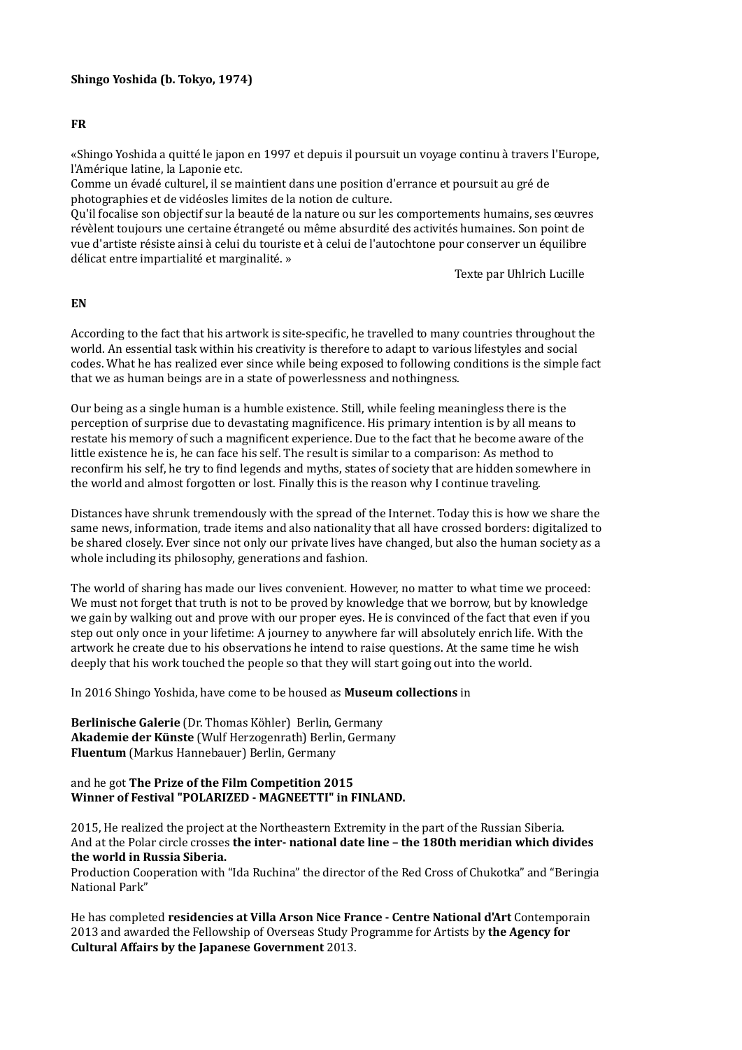**Shingo Yoshida (b. Tokyo, 1974)**

**FR**

«Shingo Yoshida a quitté le japon en 1997 et depuis il poursuit un voyage continu à travers l'Europe, l'Amérique latine, la Laponie etc.
Comme un évadé culturel, il se maintient dans une position d'errance et poursuit au gré de photographies et de vidéosles limites de la notion de culture.
Qu'il focalise son objectif sur la beauté de la nature ou sur les comportements humains, ses œuvres révèlent toujours une certaine étrangeté ou même absurdité des activités humaines. Son point de vue d'artiste résiste ainsi à celui du touriste et à celui de l'autochtone pour conserver un équilibre délicat entre impartialité et marginalité. »

Texte par Uhlrich Lucille

**EN**

According to the fact that his artwork is site-specific, he travelled to many countries throughout the world. An essential task within his creativity is therefore to adapt to various lifestyles and social codes. What he has realized ever since while being exposed to following conditions is the simple fact that we as human beings are in a state of powerlessness and nothingness.

Our being as a single human is a humble existence. Still, while feeling meaningless there is the perception of surprise due to devastating magnificence. His primary intention is by all means to restate his memory of such a magnificent experience. Due to the fact that he become aware of the little existence he is, he can face his self. The result is similar to a comparison: As method to reconfirm his self, he try to find legends and myths, states of society that are hidden somewhere in the world and almost forgotten or lost. Finally this is the reason why I continue traveling.

Distances have shrunk tremendously with the spread of the Internet. Today this is how we share the same news, information, trade items and also nationality that all have crossed borders: digitalized to be shared closely. Ever since not only our private lives have changed, but also the human society as a whole including its philosophy, generations and fashion.

The world of sharing has made our lives convenient. However, no matter to what time we proceed: We must not forget that truth is not to be proved by knowledge that we borrow, but by knowledge we gain by walking out and prove with our proper eyes. He is convinced of the fact that even if you step out only once in your lifetime: A journey to anywhere far will absolutely enrich life. With the artwork he create due to his observations he intend to raise questions. At the same time he wish deeply that his work touched the people so that they will start going out into the world.

In 2016 Shingo Yoshida, have come to be housed as **Museum collections** in

**Berlinische Galerie** (Dr. Thomas Köhler) Berlin, Germany
**Akademie der Künste** (Wulf Herzogenrath) Berlin, Germany
**Fluentum** (Markus Hannebauer) Berlin, Germany

and he got **The Prize of the Film Competition 2015**
**Winner of Festival "POLARIZED - MAGNEETTI" in FINLAND.**

2015, He realized the project at the Northeastern Extremity in the part of the Russian Siberia.
And at the Polar circle crosses **the inter- national date line – the 180th meridian which divides the world in Russia Siberia.**
Production Cooperation with "Ida Ruchina" the director of the Red Cross of Chukotka" and "Beringia National Park"

He has completed **residencies at Villa Arson Nice France - Centre National d'Art** Contemporain 2013 and awarded the Fellowship of Overseas Study Programme for Artists by **the Agency for Cultural Affairs by the Japanese Government** 2013.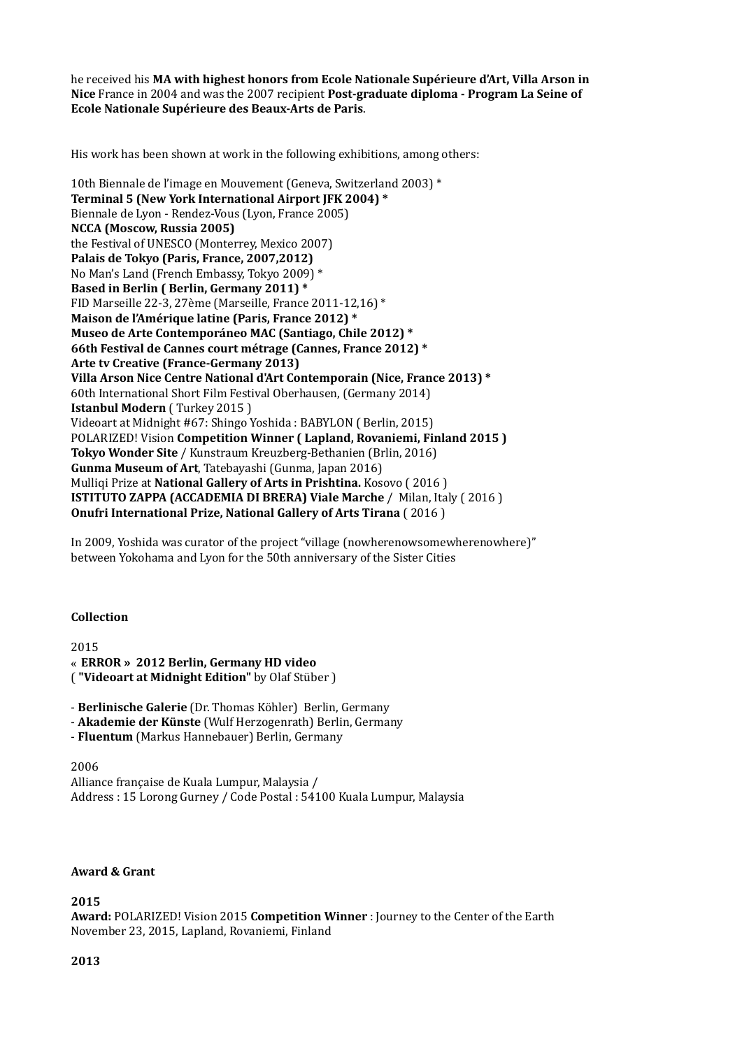he received his **MA with highest honors from Ecole Nationale Supérieure d'Art, Villa Arson in Nice** France in 2004 and was the 2007 recipient **Post-graduate diploma - Program La Seine of Ecole Nationale Supérieure des Beaux-Arts de Paris**.

His work has been shown at work in the following exhibitions, among others:

10th Biennale de l'image en Mouvement (Geneva, Switzerland 2003) *
**Terminal 5 (New York International Airport JFK 2004) ***
Biennale de Lyon - Rendez-Vous (Lyon, France 2005)
**NCCA (Moscow, Russia 2005)**
the Festival of UNESCO (Monterrey, Mexico 2007)
**Palais de Tokyo (Paris, France, 2007,2012)**
No Man's Land (French Embassy, Tokyo 2009) *
**Based in Berlin ( Berlin, Germany 2011) ***
FID Marseille 22-3, 27ème (Marseille, France 2011-12,16) *
**Maison de l'Amérique latine (Paris, France 2012) ***
**Museo de Arte Contemporáneo MAC (Santiago, Chile 2012) ***
**66th Festival de Cannes court métrage (Cannes, France 2012) ***
**Arte tv Creative (France-Germany 2013)**
**Villa Arson Nice Centre National d'Art Contemporain (Nice, France 2013) ***
60th International Short Film Festival Oberhausen, (Germany 2014)
**Istanbul Modern** ( Turkey 2015 )
Videoart at Midnight #67: Shingo Yoshida : BABYLON ( Berlin, 2015)
POLARIZED! Vision **Competition Winner ( Lapland, Rovaniemi, Finland 2015 )**
**Tokyo Wonder Site** / Kunstraum Kreuzberg-Bethanien (Brlin, 2016)
**Gunma Museum of Art**, Tatebayashi (Gunma, Japan 2016)
Mulliqi Prize at **National Gallery of Arts in Prishtina.** Kosovo ( 2016 )
**ISTITUTO ZAPPA (ACCADEMIA DI BRERA) Viale Marche** / Milan, Italy ( 2016 )
**Onufri International Prize, National Gallery of Arts Tirana** ( 2016 )

In 2009, Yoshida was curator of the project "village (nowherenowsomewherenowhere)" between Yokohama and Lyon for the 50th anniversary of the Sister Cities

**Collection**

2015
« **ERROR » 2012 Berlin, Germany HD video**
( **"Videoart at Midnight Edition"** by Olaf Stüber )

- **Berlinische Galerie** (Dr. Thomas Köhler) Berlin, Germany
- **Akademie der Künste** (Wulf Herzogenrath) Berlin, Germany
- **Fluentum** (Markus Hannebauer) Berlin, Germany

2006
Alliance française de Kuala Lumpur, Malaysia /
Address : 15 Lorong Gurney / Code Postal : 54100 Kuala Lumpur, Malaysia

**Award & Grant**

**2015**
**Award:** POLARIZED! Vision 2015 **Competition Winner** : Journey to the Center of the Earth
November 23, 2015, Lapland, Rovaniemi, Finland

**2013**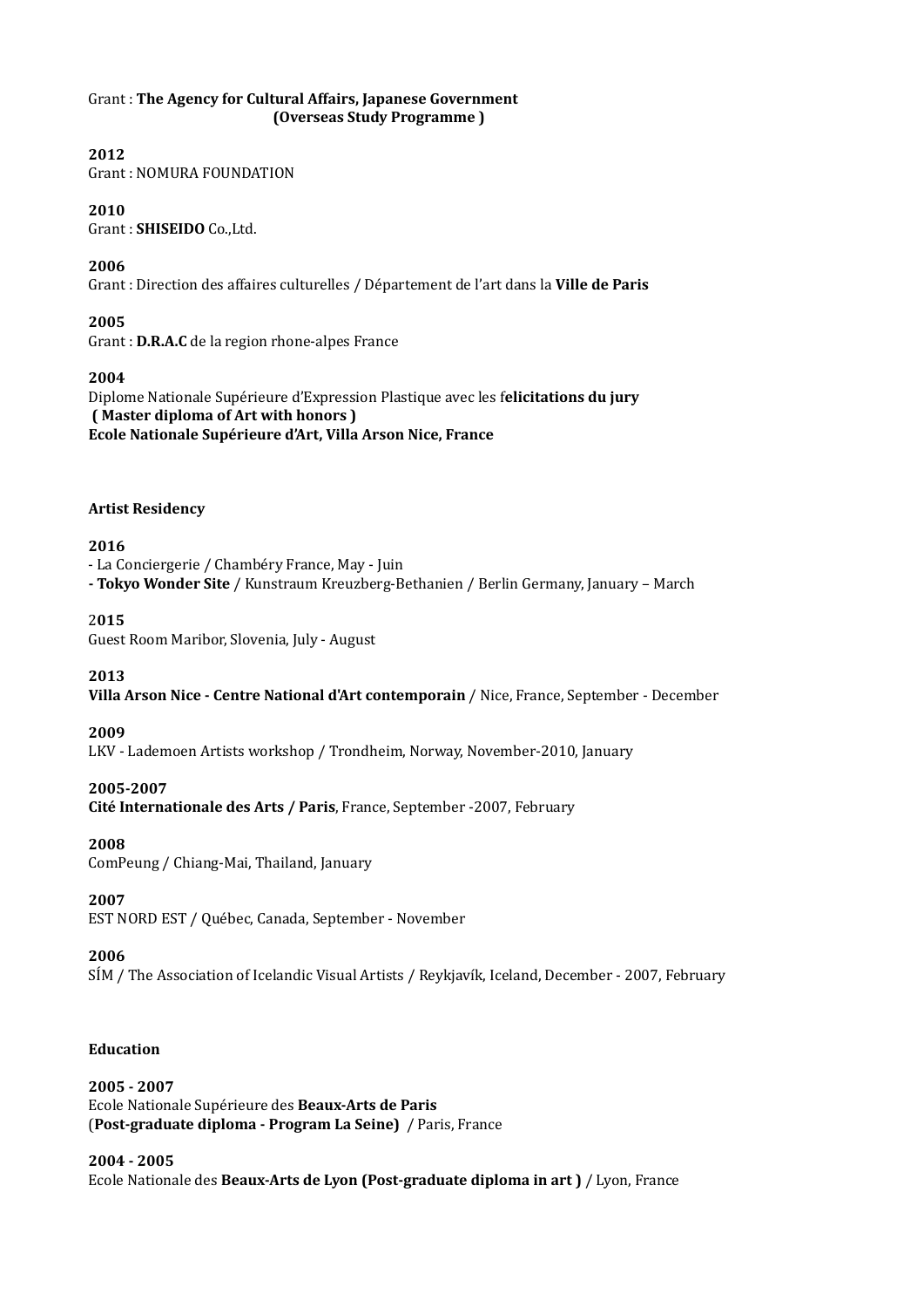Grant : **The Agency for Cultural Affairs, Japanese Government (Overseas Study Programme )**

**2012**
Grant : NOMURA FOUNDATION

**2010**
Grant : **SHISEIDO** Co.,Ltd.

**2006**
Grant : Direction des affaires culturelles / Département de l'art dans la **Ville de Paris**

**2005**
Grant : **D.R.A.C** de la region rhone-alpes France

**2004**
Diplome Nationale Supérieure d'Expression Plastique avec les f**elicitations du jury**
**( Master diploma of Art with honors )**
**Ecole Nationale Supérieure d'Art, Villa Arson Nice, France**

**Artist Residency**

**2016**
- La Conciergerie / Chambéry France, May - Juin
- **Tokyo Wonder Site** / Kunstraum Kreuzberg-Bethanien / Berlin Germany, January – March

2**015**
Guest Room Maribor, Slovenia, July - August

**2013**
**Villa Arson Nice - Centre National d'Art contemporain** / Nice, France, September - December

**2009**
LKV - Lademoen Artists workshop / Trondheim, Norway, November-2010, January

**2005-2007**
**Cité Internationale des Arts / Paris**, France, September -2007, February

**2008**
ComPeung / Chiang-Mai, Thailand, January

**2007**
EST NORD EST / Québec, Canada, September - November

**2006**
SÍM / The Association of Icelandic Visual Artists / Reykjavík, Iceland, December - 2007, February

**Education**

**2005 - 2007**
Ecole Nationale Supérieure des **Beaux-Arts de Paris**
(**Post-graduate diploma - Program La Seine)** / Paris, France

**2004 - 2005**
Ecole Nationale des **Beaux-Arts de Lyon (Post-graduate diploma in art )** / Lyon, France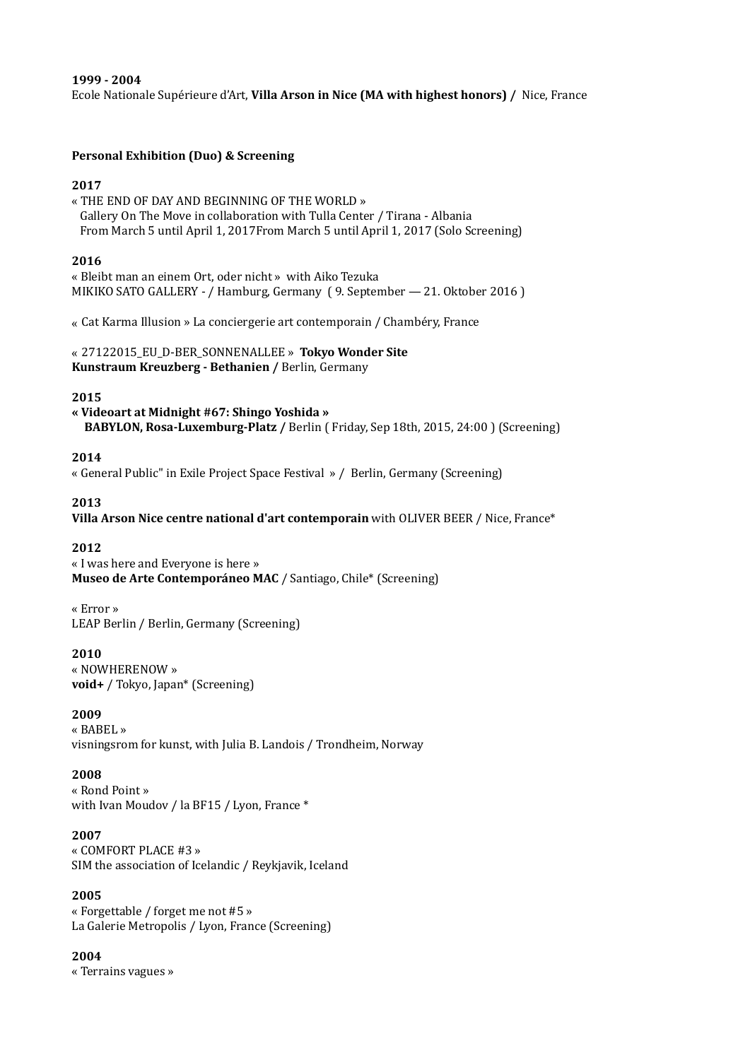**1999 - 2004**
Ecole Nationale Supérieure d'Art, **Villa Arson in Nice (MA with highest honors) /** Nice, France

**Personal Exhibition (Duo) & Screening**

**2017**
« THE END OF DAY AND BEGINNING OF THE WORLD »
Gallery On The Move in collaboration with Tulla Center / Tirana - Albania
From March 5 until April 1, 2017From March 5 until April 1, 2017 (Solo Screening)

**2016**
« Bleibt man an einem Ort, oder nicht » with Aiko Tezuka
MIKIKO SATO GALLERY - / Hamburg, Germany ( 9. September — 21. Oktober 2016 )

« Cat Karma Illusion » La conciergerie art contemporain / Chambéry, France

« 27122015_EU_D-BER_SONNENALLEE » **Tokyo Wonder Site**
**Kunstraum Kreuzberg - Bethanien /** Berlin, Germany

**2015**
**« Videoart at Midnight #67: Shingo Yoshida »**
**BABYLON, Rosa-Luxemburg-Platz /** Berlin ( Friday, Sep 18th, 2015, 24:00 ) (Screening)

**2014**
« General Public" in Exile Project Space Festival » / Berlin, Germany (Screening)

**2013**
**Villa Arson Nice centre national d'art contemporain** with OLIVER BEER / Nice, France*

**2012**
« I was here and Everyone is here »
**Museo de Arte Contemporáneo MAC** / Santiago, Chile* (Screening)

« Error »
LEAP Berlin / Berlin, Germany (Screening)

**2010**
« NOWHERENOW »
**void+** / Tokyo, Japan* (Screening)

**2009**
« BABEL »
visningsrom for kunst, with Julia B. Landois / Trondheim, Norway

**2008**
« Rond Point »
with Ivan Moudov / la BF15 / Lyon, France *

**2007**
« COMFORT PLACE #3 »
SIM the association of Icelandic / Reykjavik, Iceland

**2005**
« Forgettable / forget me not #5 »
La Galerie Metropolis / Lyon, France (Screening)

**2004**
« Terrains vagues »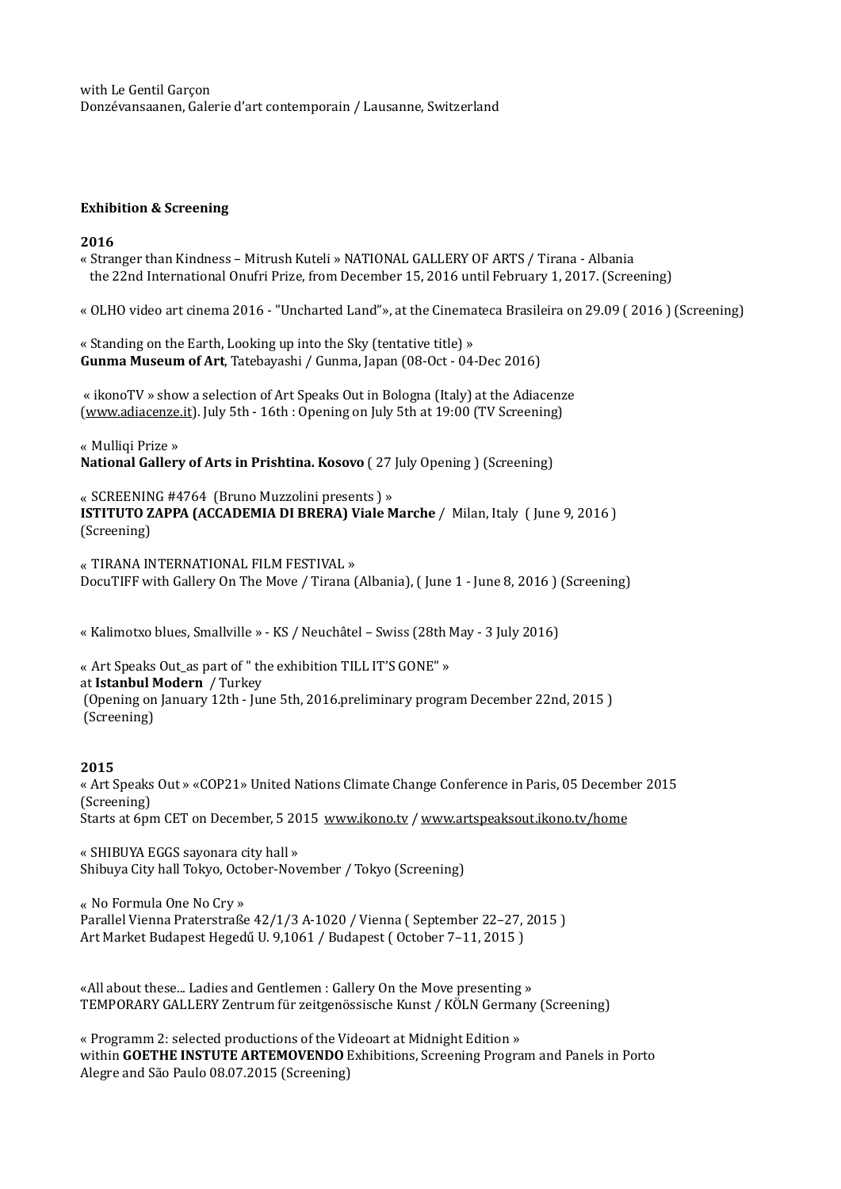with Le Gentil Garçon
Donzévansaanen, Galerie d'art contemporain / Lausanne, Switzerland

**Exhibition & Screening**

**2016**

« Stranger than Kindness – Mitrush Kuteli » NATIONAL GALLERY OF ARTS / Tirana - Albania
the 22nd International Onufri Prize, from December 15, 2016 until February 1, 2017. (Screening)

« OLHO video art cinema 2016 - "Uncharted Land"», at the Cinemateca Brasileira on 29.09 ( 2016 ) (Screening)

« Standing on the Earth, Looking up into the Sky (tentative title) »
**Gunma Museum of Art**, Tatebayashi / Gunma, Japan (08-Oct - 04-Dec 2016)

« ikonoTV » show a selection of Art Speaks Out in Bologna (Italy) at the Adiacenze (www.adiacenze.it). July 5th - 16th : Opening on July 5th at 19:00 (TV Screening)

« Mulliqi Prize »
**National Gallery of Arts in Prishtina. Kosovo** ( 27 July Opening ) (Screening)

« SCREENING #4764 (Bruno Muzzolini presents ) »
**ISTITUTO ZAPPA (ACCADEMIA DI BRERA) Viale Marche** / Milan, Italy ( June 9, 2016 ) (Screening)

« TIRANA INTERNATIONAL FILM FESTIVAL »
DocuTIFF with Gallery On The Move / Tirana (Albania), ( June 1 - June 8, 2016 ) (Screening)

« Kalimotxo blues, Smallville » - KS / Neuchâtel – Swiss (28th May - 3 July 2016)

« Art Speaks Out_as part of " the exhibition TILL IT'S GONE" »
at **Istanbul Modern** / Turkey
(Opening on January 12th - June 5th, 2016.preliminary program December 22nd, 2015 )
(Screening)

**2015**

« Art Speaks Out » «COP21» United Nations Climate Change Conference in Paris, 05 December 2015 (Screening)
Starts at 6pm CET on December, 5 2015 www.ikono.tv / www.artspeaksout.ikono.tv/home

« SHIBUYA EGGS sayonara city hall »
Shibuya City hall Tokyo, October-November / Tokyo (Screening)

« No Formula One No Cry »
Parallel Vienna Praterstraße 42/1/3 A-1020 / Vienna ( September 22–27, 2015 )
Art Market Budapest Hegedű U. 9,1061 / Budapest ( October 7–11, 2015 )

«All about these... Ladies and Gentlemen : Gallery On the Move presenting »
TEMPORARY GALLERY Zentrum für zeitgenössische Kunst / KÖLN Germany (Screening)

« Programm 2: selected productions of the Videoart at Midnight Edition »
within **GOETHE INSTUTE ARTEMOVENDO** Exhibitions, Screening Program and Panels in Porto Alegre and São Paulo 08.07.2015 (Screening)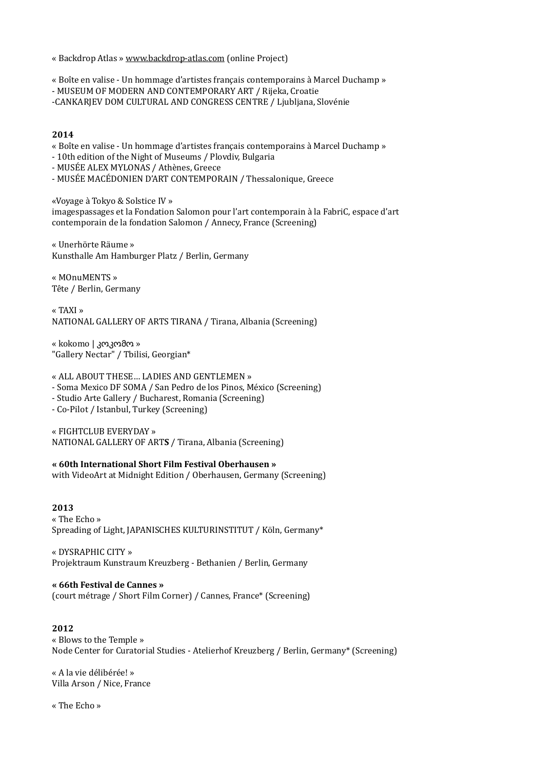« Backdrop Atlas » www.backdrop-atlas.com (online Project)

« Boîte en valise - Un hommage d'artistes français contemporains à Marcel Duchamp »
- MUSEUM OF MODERN AND CONTEMPORARY ART / Rijeka, Croatie
-CANKARJEV DOM CULTURAL AND CONGRESS CENTRE / Ljubljana, Slovénie

**2014**

« Boîte en valise - Un hommage d'artistes français contemporains à Marcel Duchamp »
- 10th edition of the Night of Museums / Plovdiv, Bulgaria
- MUSÉE ALEX MYLONAS / Athènes, Greece
- MUSÉE MACÉDONIEN D'ART CONTEMPORAIN / Thessalonique, Greece

«Voyage à Tokyo & Solstice IV »
imagespassages et la Fondation Salomon pour l'art contemporain à la FabriC, espace d'art contemporain de la fondation Salomon / Annecy, France (Screening)

« Unerhörte Räume »
Kunsthalle Am Hamburger Platz / Berlin, Germany

« MOnuMENTS »
Tête / Berlin, Germany

« TAXI »
NATIONAL GALLERY OF ARTS TIRANA / Tirana, Albania (Screening)

« kokomo | კოკომო »
"Gallery Nectar" / Tbilisi, Georgian*

« ALL ABOUT THESE… LADIES AND GENTLEMEN »
- Soma Mexico DF SOMA / San Pedro de los Pinos, México (Screening)
- Studio Arte Gallery / Bucharest, Romania (Screening)
- Co-Pilot / Istanbul, Turkey (Screening)

« FIGHTCLUB EVERYDAY »
NATIONAL GALLERY OF ART**S** / Tirana, Albania (Screening)

**« 60th International Short Film Festival Oberhausen »**
with VideoArt at Midnight Edition / Oberhausen, Germany (Screening)

**2013**

« The Echo »
Spreading of Light, JAPANISCHES KULTURINSTITUT / Köln, Germany*

« DYSRAPHIC CITY »
Projektraum Kunstraum Kreuzberg - Bethanien / Berlin, Germany

**« 66th Festival de Cannes »**
(court métrage / Short Film Corner) / Cannes, France* (Screening)

**2012**

« Blows to the Temple »
Node Center for Curatorial Studies - Atelierhof Kreuzberg / Berlin, Germany* (Screening)

« A la vie délibérée! »
Villa Arson / Nice, France

« The Echo »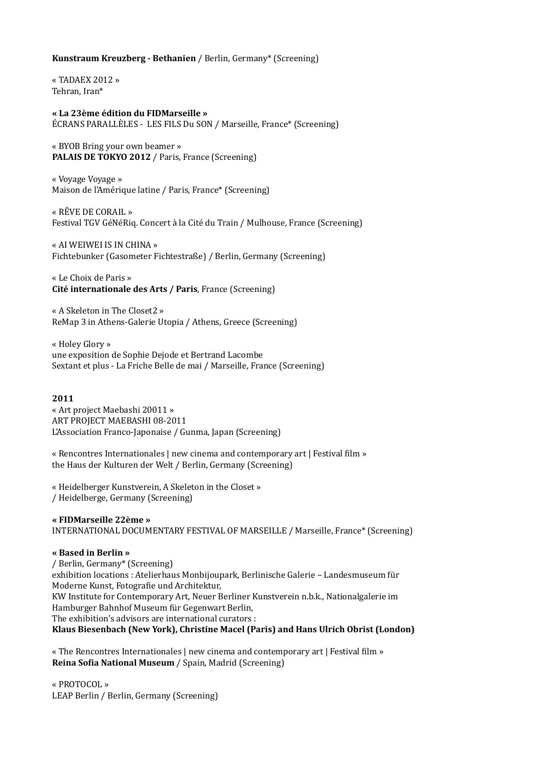**Kunstraum Kreuzberg - Bethanien** / Berlin, Germany* (Screening)

« TADAEX 2012 »
Tehran, Iran*

**« La 23ème édition du FIDMarseille »**
ÉCRANS PARALLÈLES - LES FILS Du SON / Marseille, France* (Screening)

« BYOB Bring your own beamer »
**PALAIS DE TOKYO 2012** / Paris, France (Screening)

« Voyage Voyage »
Maison de l'Amérique latine / Paris, France* (Screening)

« RÊVE DE CORAIL »
Festival TGV GéNéRiq. Concert à la Cité du Train / Mulhouse, France (Screening)

« AI WEIWEI IS IN CHINA »
Fichtebunker (Gasometer Fichtestraße) / Berlin, Germany (Screening)

« Le Choix de Paris »
**Cité internationale des Arts / Paris**, France (Screening)

« A Skeleton in The Closet2 »
ReMap 3 in Athens-Galerie Utopia / Athens, Greece (Screening)

« Holey Glory »
une exposition de Sophie Dejode et Bertrand Lacombe
Sextant et plus - La Friche Belle de mai / Marseille, France (Screening)

**2011**
« Art project Maebashi 20011 »
ART PROJECT MAEBASHI 08-2011
L'Association Franco-Japonaise / Gunma, Japan (Screening)

« Rencontres Internationales | new cinema and contemporary art | Festival film »
the Haus der Kulturen der Welt / Berlin, Germany (Screening)

« Heidelberger Kunstverein, A Skeleton in the Closet »
/ Heidelberge, Germany (Screening)

**« FIDMarseille 22ème »**
INTERNATIONAL DOCUMENTARY FESTIVAL OF MARSEILLE / Marseille, France* (Screening)

**« Based in Berlin »**
/ Berlin, Germany* (Screening)
exhibition locations : Atelierhaus Monbijoupark, Berlinische Galerie – Landesmuseum für Moderne Kunst, Fotografie und Architektur,
KW Institute for Contemporary Art, Neuer Berliner Kunstverein n.b.k., Nationalgalerie im Hamburger Bahnhof Museum für Gegenwart Berlin,
The exhibition's advisors are international curators :
**Klaus Biesenbach (New York), Christine Macel (Paris) and Hans Ulrich Obrist (London)**

« The Rencontres Internationales | new cinema and contemporary art | Festival film »
**Reina Sofia National Museum** / Spain, Madrid (Screening)

« PROTOCOL »
LEAP Berlin / Berlin, Germany (Screening)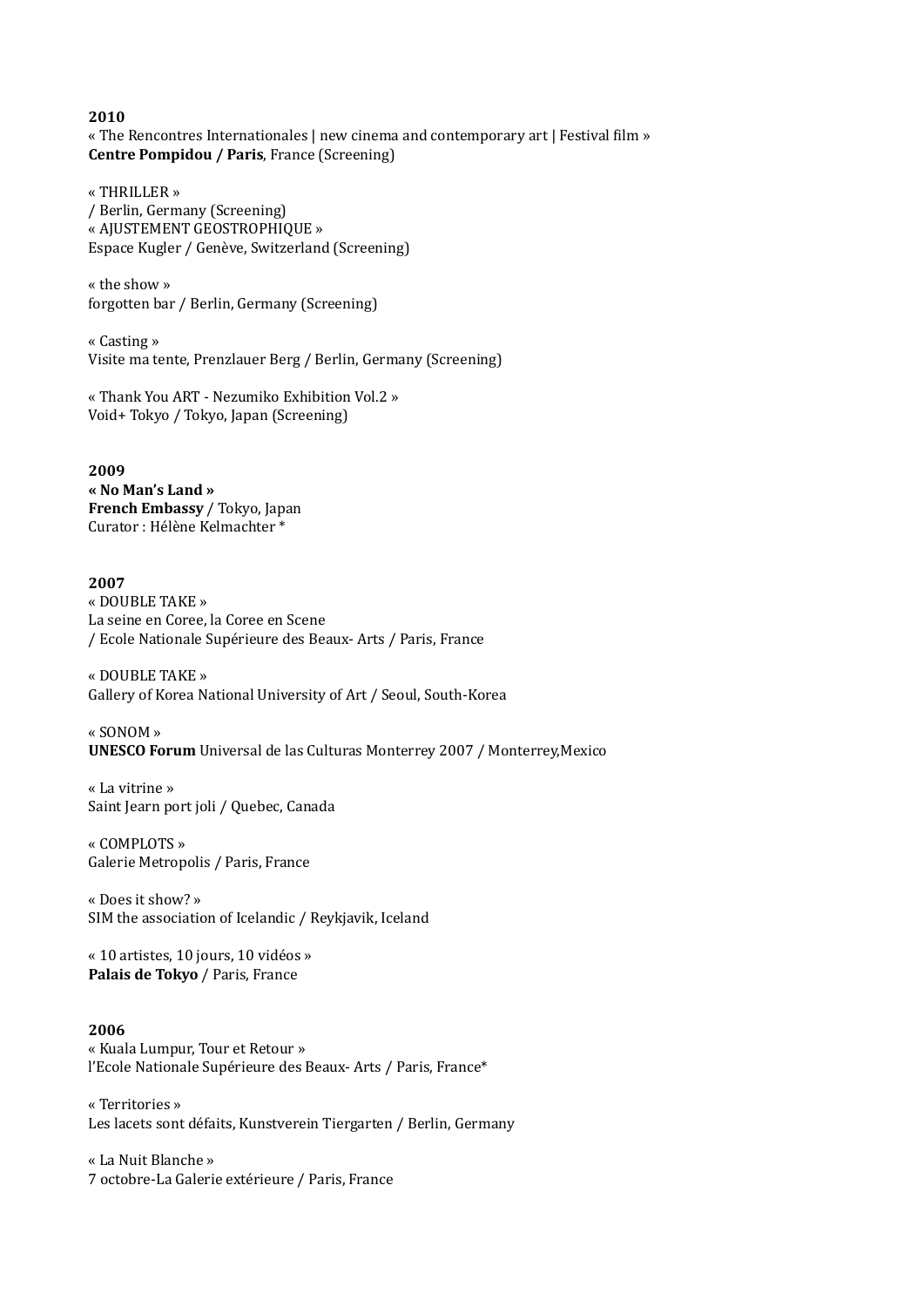**2010**
« The Rencontres Internationales | new cinema and contemporary art | Festival film »
**Centre Pompidou / Paris**, France (Screening)

« THRILLER »
/ Berlin, Germany (Screening)
« AJUSTEMENT GEOSTROPHIQUE »
Espace Kugler / Genève, Switzerland (Screening)

« the show »
forgotten bar / Berlin, Germany (Screening)

« Casting »
Visite ma tente, Prenzlauer Berg / Berlin, Germany (Screening)

« Thank You ART - Nezumiko Exhibition Vol.2 »
Void+ Tokyo / Tokyo, Japan (Screening)

**2009**
**« No Man's Land »**
**French Embassy** / Tokyo, Japan
Curator : Hélène Kelmachter *

**2007**
« DOUBLE TAKE »
La seine en Coree, la Coree en Scene
/ Ecole Nationale Supérieure des Beaux- Arts / Paris, France

« DOUBLE TAKE »
Gallery of Korea National University of Art / Seoul, South-Korea

« SONOM »
**UNESCO Forum** Universal de las Culturas Monterrey 2007 / Monterrey,Mexico

« La vitrine »
Saint Jearn port joli / Quebec, Canada

« COMPLOTS »
Galerie Metropolis / Paris, France

« Does it show? »
SIM the association of Icelandic / Reykjavik, Iceland

« 10 artistes, 10 jours, 10 vidéos »
**Palais de Tokyo** / Paris, France

**2006**
« Kuala Lumpur, Tour et Retour »
l'Ecole Nationale Supérieure des Beaux- Arts / Paris, France*

« Territories »
Les lacets sont défaits, Kunstverein Tiergarten / Berlin, Germany

« La Nuit Blanche »
7 octobre-La Galerie extérieure / Paris, France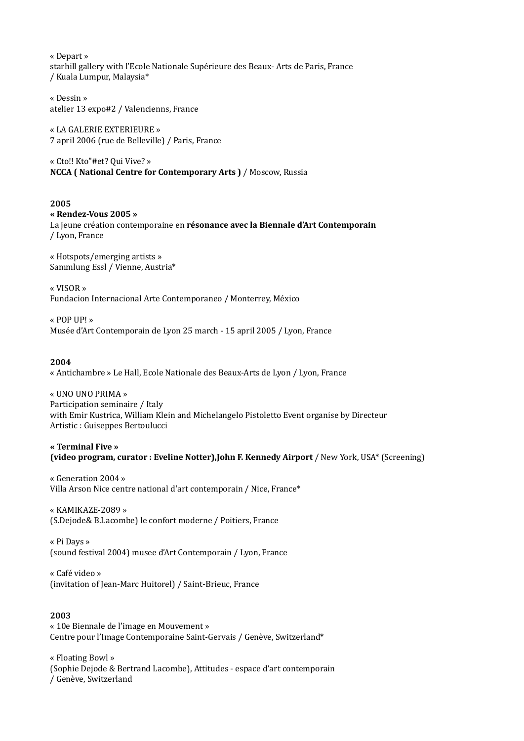« Depart »
starhill gallery with l'Ecole Nationale Supérieure des Beaux- Arts de Paris, France
/ Kuala Lumpur, Malaysia*

« Dessin »
atelier 13 expo#2 / Valencienns, France

« LA GALERIE EXTERIEURE »
7 april 2006 (rue de Belleville) / Paris, France

« Cto!! Kto"#et? Qui Vive? »
**NCCA ( National Centre for Contemporary Arts )** / Moscow, Russia

**2005**

**« Rendez-Vous 2005 »**
La jeune création contemporaine en **résonance avec la Biennale d'Art Contemporain**
/ Lyon, France

« Hotspots/emerging artists »
Sammlung Essl / Vienne, Austria*

« VISOR »
Fundacion Internacional Arte Contemporaneo / Monterrey, México

« POP UP! »
Musée d'Art Contemporain de Lyon 25 march - 15 april 2005 / Lyon, France

**2004**

« Antichambre » Le Hall, Ecole Nationale des Beaux-Arts de Lyon / Lyon, France

« UNO UNO PRIMA »
Participation seminaire / Italy
with Emir Kustrica, William Klein and Michelangelo Pistoletto Event organise by Directeur
Artistic : Guiseppes Bertoulucci

**« Terminal Five »**
**(video program, curator : Eveline Notter),John F. Kennedy Airport** / New York, USA* (Screening)

« Generation 2004 »
Villa Arson Nice centre national d'art contemporain / Nice, France*

« KAMIKAZE-2089 »
(S.Dejode& B.Lacombe) le confort moderne / Poitiers, France

« Pi Days »
(sound festival 2004) musee d'Art Contemporain / Lyon, France

« Café video »
(invitation of Jean-Marc Huitorel) / Saint-Brieuc, France

**2003**

« 10e Biennale de l'image en Mouvement »
Centre pour l'Image Contemporaine Saint-Gervais / Genève, Switzerland*

« Floating Bowl »
(Sophie Dejode & Bertrand Lacombe), Attitudes - espace d'art contemporain
/ Genève, Switzerland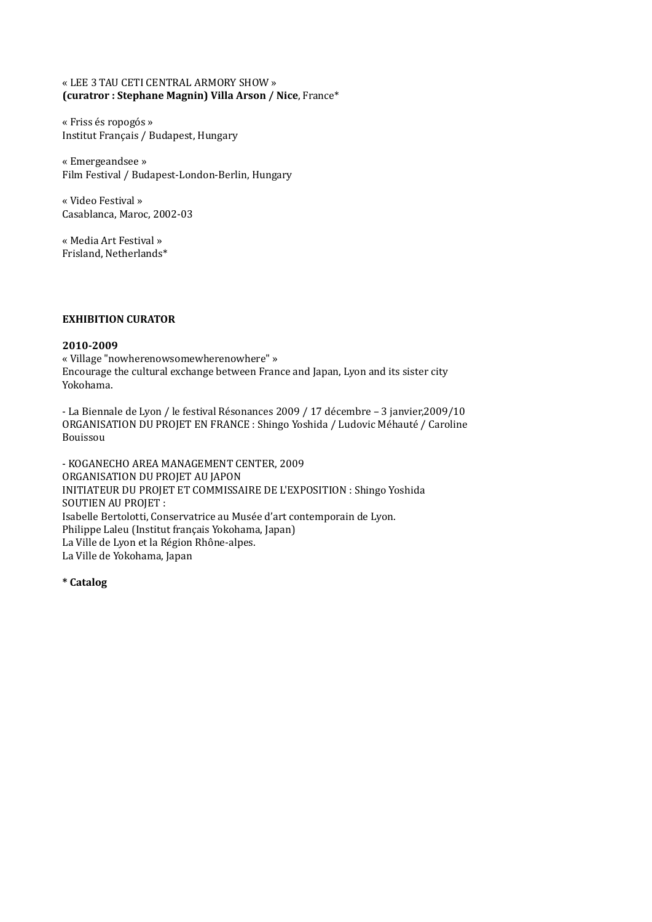« LEE 3 TAU CETI CENTRAL ARMORY SHOW »
**(curatror : Stephane Magnin) Villa Arson / Nice**, France*

« Friss és ropogós »
Institut Français / Budapest, Hungary

« Emergeandsee »
Film Festival / Budapest-London-Berlin, Hungary

« Video Festival »
Casablanca, Maroc, 2002-03

« Media Art Festival »
Frisland, Netherlands*

**EXHIBITION CURATOR**

**2010-2009**
« Village "nowherenowsomewherenowhere" »
Encourage the cultural exchange between France and Japan, Lyon and its sister city Yokohama.

- La Biennale de Lyon / le festival Résonances 2009 / 17 décembre – 3 janvier,2009/10
ORGANISATION DU PROJET EN FRANCE : Shingo Yoshida / Ludovic Méhauté / Caroline Bouissou

- KOGANECHO AREA MANAGEMENT CENTER, 2009
ORGANISATION DU PROJET AU JAPON
INITIATEUR DU PROJET ET COMMISSAIRE DE L'EXPOSITION : Shingo Yoshida
SOUTIEN AU PROJET :
Isabelle Bertolotti, Conservatrice au Musée d'art contemporain de Lyon.
Philippe Laleu (Institut français Yokohama, Japan)
La Ville de Lyon et la Région Rhône-alpes.
La Ville de Yokohama, Japan

**\* Catalog**